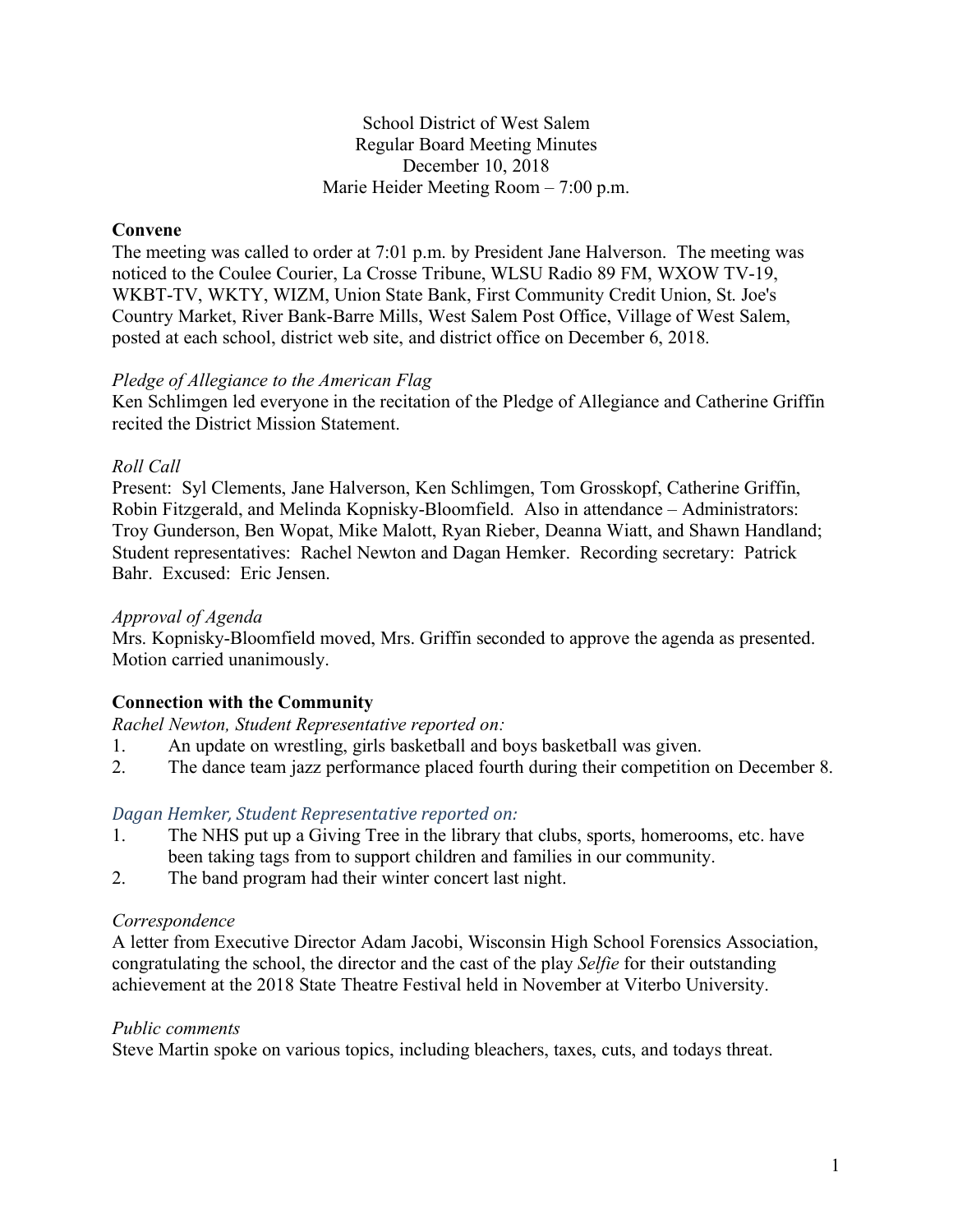School District of West Salem
Regular Board Meeting Minutes
December 10, 2018
Marie Heider Meeting Room – 7:00 p.m.

## Convene

The meeting was called to order at 7:01 p.m. by President Jane Halverson. The meeting was noticed to the Coulee Courier, La Crosse Tribune, WLSU Radio 89 FM, WXOW TV-19, WKBT-TV, WKTY, WIZM, Union State Bank, First Community Credit Union, St. Joe's Country Market, River Bank-Barre Mills, West Salem Post Office, Village of West Salem, posted at each school, district web site, and district office on December 6, 2018.

*Pledge of Allegiance to the American Flag*

Ken Schlimgen led everyone in the recitation of the Pledge of Allegiance and Catherine Griffin recited the District Mission Statement.

*Roll Call*

Present: Syl Clements, Jane Halverson, Ken Schlimgen, Tom Grosskopf, Catherine Griffin, Robin Fitzgerald, and Melinda Kopnisky-Bloomfield. Also in attendance – Administrators: Troy Gunderson, Ben Wopat, Mike Malott, Ryan Rieber, Deanna Wiatt, and Shawn Handland; Student representatives: Rachel Newton and Dagan Hemker. Recording secretary: Patrick Bahr. Excused: Eric Jensen.

*Approval of Agenda*

Mrs. Kopnisky-Bloomfield moved, Mrs. Griffin seconded to approve the agenda as presented. Motion carried unanimously.

## Connection with the Community

*Rachel Newton, Student Representative reported on:*

1. An update on wrestling, girls basketball and boys basketball was given.
2. The dance team jazz performance placed fourth during their competition on December 8.

*Dagan Hemker, Student Representative reported on:*

1. The NHS put up a Giving Tree in the library that clubs, sports, homerooms, etc. have been taking tags from to support children and families in our community.
2. The band program had their winter concert last night.

*Correspondence*

A letter from Executive Director Adam Jacobi, Wisconsin High School Forensics Association, congratulating the school, the director and the cast of the play *Selfie* for their outstanding achievement at the 2018 State Theatre Festival held in November at Viterbo University.

*Public comments*

Steve Martin spoke on various topics, including bleachers, taxes, cuts, and todays threat.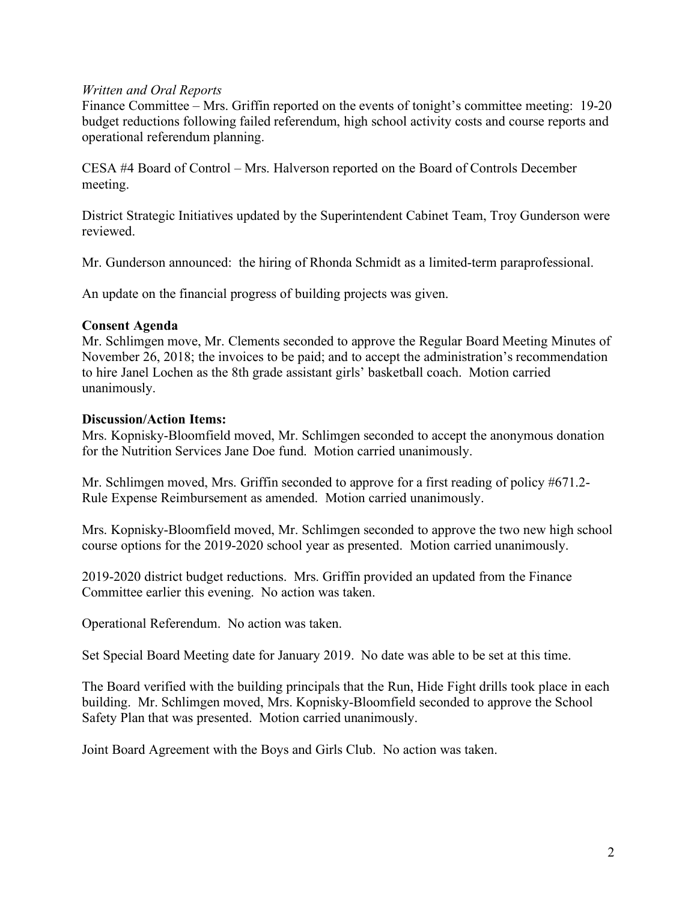*Written and Oral Reports*
Finance Committee – Mrs. Griffin reported on the events of tonight's committee meeting: 19-20 budget reductions following failed referendum, high school activity costs and course reports and operational referendum planning.

CESA #4 Board of Control – Mrs. Halverson reported on the Board of Controls December meeting.

District Strategic Initiatives updated by the Superintendent Cabinet Team, Troy Gunderson were reviewed.

Mr. Gunderson announced: the hiring of Rhonda Schmidt as a limited-term paraprofessional.

An update on the financial progress of building projects was given.

**Consent Agenda**
Mr. Schlimgen move, Mr. Clements seconded to approve the Regular Board Meeting Minutes of November 26, 2018; the invoices to be paid; and to accept the administration's recommendation to hire Janel Lochen as the 8th grade assistant girls' basketball coach. Motion carried unanimously.

**Discussion/Action Items:**
Mrs. Kopnisky-Bloomfield moved, Mr. Schlimgen seconded to accept the anonymous donation for the Nutrition Services Jane Doe fund. Motion carried unanimously.

Mr. Schlimgen moved, Mrs. Griffin seconded to approve for a first reading of policy #671.2-Rule Expense Reimbursement as amended. Motion carried unanimously.

Mrs. Kopnisky-Bloomfield moved, Mr. Schlimgen seconded to approve the two new high school course options for the 2019-2020 school year as presented. Motion carried unanimously.

2019-2020 district budget reductions. Mrs. Griffin provided an updated from the Finance Committee earlier this evening. No action was taken.

Operational Referendum. No action was taken.

Set Special Board Meeting date for January 2019. No date was able to be set at this time.

The Board verified with the building principals that the Run, Hide Fight drills took place in each building. Mr. Schlimgen moved, Mrs. Kopnisky-Bloomfield seconded to approve the School Safety Plan that was presented. Motion carried unanimously.

Joint Board Agreement with the Boys and Girls Club. No action was taken.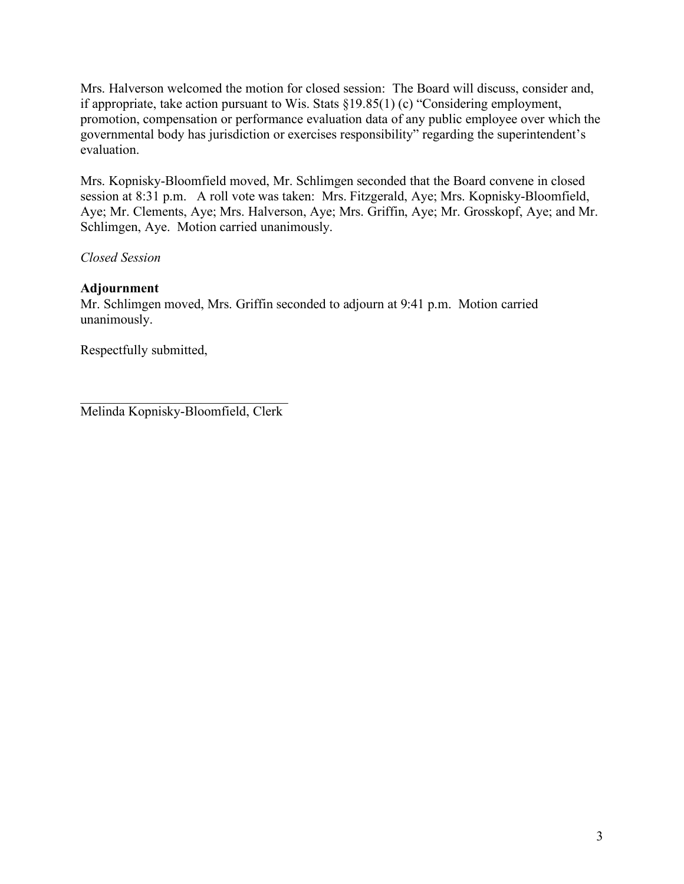Mrs. Halverson welcomed the motion for closed session: The Board will discuss, consider and, if appropriate, take action pursuant to Wis. Stats §19.85(1) (c) "Considering employment, promotion, compensation or performance evaluation data of any public employee over which the governmental body has jurisdiction or exercises responsibility" regarding the superintendent's evaluation.

Mrs. Kopnisky-Bloomfield moved, Mr. Schlimgen seconded that the Board convene in closed session at 8:31 p.m. A roll vote was taken: Mrs. Fitzgerald, Aye; Mrs. Kopnisky-Bloomfield, Aye; Mr. Clements, Aye; Mrs. Halverson, Aye; Mrs. Griffin, Aye; Mr. Grosskopf, Aye; and Mr. Schlimgen, Aye. Motion carried unanimously.

*Closed Session*

**Adjournment**

Mr. Schlimgen moved, Mrs. Griffin seconded to adjourn at 9:41 p.m. Motion carried unanimously.

Respectfully submitted,

\_\_\_\_\_\_\_\_\_\_\_\_\_\_\_\_\_\_\_\_\_\_\_\_\_\_\_\_\_\_\_\_

Melinda Kopnisky-Bloomfield, Clerk